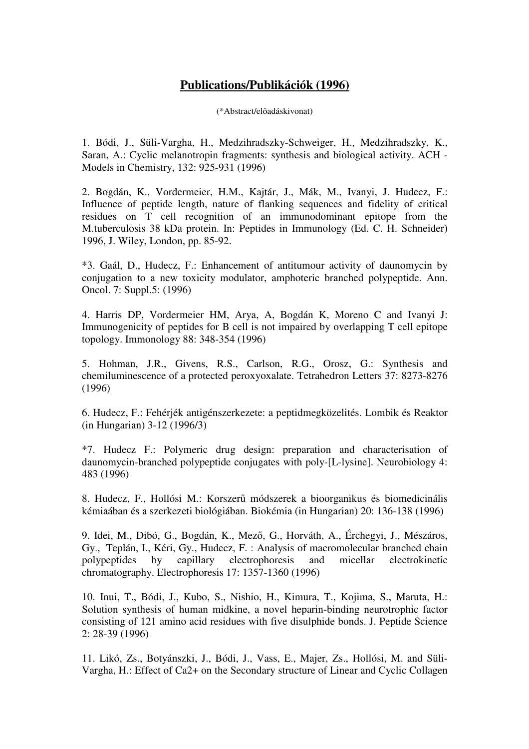# **Publications/Publikációk (1996)**

(*Abstract/előadáskivonat)

1. Bódi, J., Süli-Vargha, H., Medzihradszky-Schweiger, H., Medzihradszky, K., Saran, A.: Cyclic melanotropin fragments: synthesis and biological activity. ACH - Models in Chemistry, 132: 925-931 (1996)

2. Bogdán, K., Vordermeier, H.M., Kajtár, J., Mák, M., Ivanyi, J. Hudecz, F.: Influence of peptide length, nature of flanking sequences and fidelity of critical residues on T cell recognition of an immunodominant epitope from the M.tuberculosis 38 kDa protein. In: Peptides in Immunology (Ed. C. H. Schneider) 1996, J. Wiley, London, pp. 85-92.

*3. Gaál, D., Hudecz, F.: Enhancement of antitumour activity of daunomycin by conjugation to a new toxicity modulator, amphoteric branched polypeptide. Ann. Oncol. 7: Suppl.5: (1996)

4. Harris DP, Vordermeier HM, Arya, A, Bogdán K, Moreno C and Ivanyi J: Immunogenicity of peptides for B cell is not impaired by overlapping T cell epitope topology. Immonology 88: 348-354 (1996)

5. Hohman, J.R., Givens, R.S., Carlson, R.G., Orosz, G.: Synthesis and chemiluminescence of a protected peroxyoxalate. Tetrahedron Letters 37: 8273-8276 (1996)

6. Hudecz, F.: Fehérjék antigénszerkezete: a peptidmegközelités. Lombik és Reaktor (in Hungarian) 3-12 (1996/3)

*7. Hudecz F.: Polymeric drug design: preparation and characterisation of daunomycin-branched polypeptide conjugates with poly-[L-lysine]. Neurobiology 4: 483 (1996)

8. Hudecz, F., Hollósi M.: Korszerű módszerek a bioorganikus és biomedicinális kémiaában és a szerkezeti biológiában. Biokémia (in Hungarian) 20: 136-138 (1996)

9. Idei, M., Dibó, G., Bogdán, K., Mező, G., Horváth, A., Érchegyi, J., Mészáros, Gy., Teplán, I., Kéri, Gy., Hudecz, F. : Analysis of macromolecular branched chain polypeptides by capillary electrophoresis and micellar electrokinetic chromatography. Electrophoresis 17: 1357-1360 (1996)

10. Inui, T., Bódi, J., Kubo, S., Nishio, H., Kimura, T., Kojima, S., Maruta, H.: Solution synthesis of human midkine, a novel heparin-binding neurotrophic factor consisting of 121 amino acid residues with five disulphide bonds. J. Peptide Science 2: 28-39 (1996)

11. Likó, Zs., Botyánszki, J., Bódi, J., Vass, E., Majer, Zs., Hollósi, M. and Süli-Vargha, H.: Effect of Ca2+ on the Secondary structure of Linear and Cyclic Collagen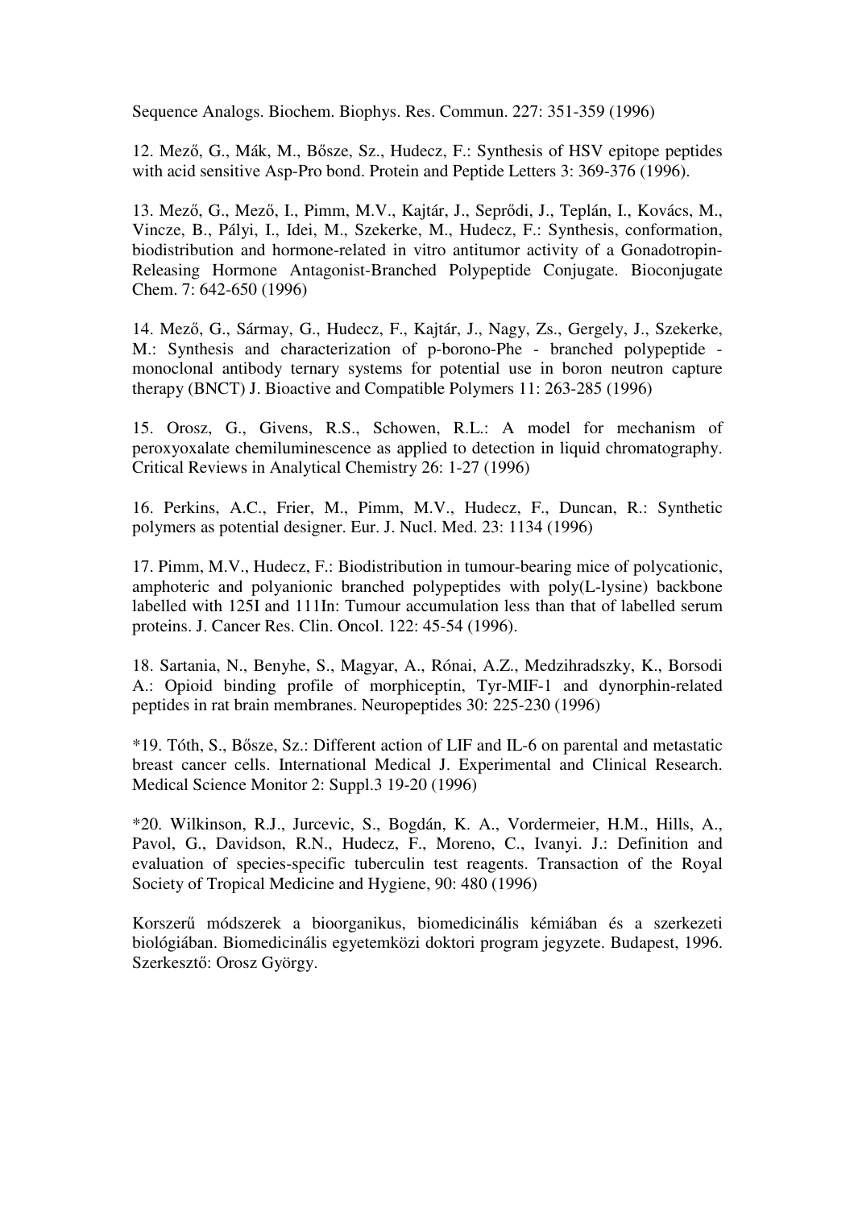Sequence Analogs. Biochem. Biophys. Res. Commun. 227: 351-359 (1996)

12. Mező, G., Mák, M., Bősze, Sz., Hudecz, F.: Synthesis of HSV epitope peptides with acid sensitive Asp-Pro bond. Protein and Peptide Letters 3: 369-376 (1996).

13. Mező, G., Mező, I., Pimm, M.V., Kajtár, J., Seprődi, J., Teplán, I., Kovács, M., Vincze, B., Pályi, I., Idei, M., Szekerke, M., Hudecz, F.: Synthesis, conformation, biodistribution and hormone-related in vitro antitumor activity of a Gonadotropin-Releasing Hormone Antagonist-Branched Polypeptide Conjugate. Bioconjugate Chem. 7: 642-650 (1996)

14. Mező, G., Sármay, G., Hudecz, F., Kajtár, J., Nagy, Zs., Gergely, J., Szekerke, M.: Synthesis and characterization of p-borono-Phe - branched polypeptide - monoclonal antibody ternary systems for potential use in boron neutron capture therapy (BNCT) J. Bioactive and Compatible Polymers 11: 263-285 (1996)

15. Orosz, G., Givens, R.S., Schowen, R.L.: A model for mechanism of peroxyoxalate chemiluminescence as applied to detection in liquid chromatography. Critical Reviews in Analytical Chemistry 26: 1-27 (1996)

16. Perkins, A.C., Frier, M., Pimm, M.V., Hudecz, F., Duncan, R.: Synthetic polymers as potential designer. Eur. J. Nucl. Med. 23: 1134 (1996)

17. Pimm, M.V., Hudecz, F.: Biodistribution in tumour-bearing mice of polycationic, amphoteric and polyanionic branched polypeptides with poly(L-lysine) backbone labelled with 125I and 111In: Tumour accumulation less than that of labelled serum proteins. J. Cancer Res. Clin. Oncol. 122: 45-54 (1996).

18. Sartania, N., Benyhe, S., Magyar, A., Rónai, A.Z., Medzihradszky, K., Borsodi A.: Opioid binding profile of morphiceptin, Tyr-MIF-1 and dynorphin-related peptides in rat brain membranes. Neuropeptides 30: 225-230 (1996)

*19. Tóth, S., Bősze, Sz.: Different action of LIF and IL-6 on parental and metastatic breast cancer cells. International Medical J. Experimental and Clinical Research. Medical Science Monitor 2: Suppl.3 19-20 (1996)

*20. Wilkinson, R.J., Jurcevic, S., Bogdán, K. A., Vordermeier, H.M., Hills, A., Pavol, G., Davidson, R.N., Hudecz, F., Moreno, C., Ivanyi. J.: Definition and evaluation of species-specific tuberculin test reagents. Transaction of the Royal Society of Tropical Medicine and Hygiene, 90: 480 (1996)

Korszerű módszerek a bioorganikus, biomedicinális kémiában és a szerkezeti biológiában. Biomedicinális egyetemközi doktori program jegyzete. Budapest, 1996. Szerkesztő: Orosz György.